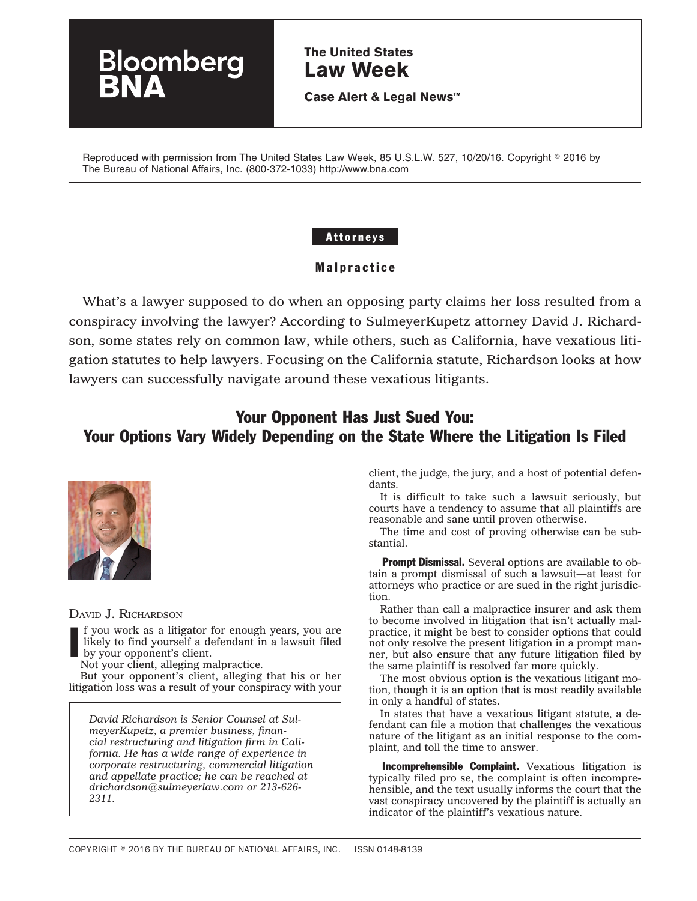Reproduced with permission from The United States Law Week, 85 U.S.L.W. 527, 10/20/16. Copyright © 2016 by The Bureau of National Affairs, Inc. (800-372-1033) http://www.bna.com

**Attorneys**

**Malpractice**

What's a lawyer supposed to do when an opposing party claims her loss resulted from a conspiracy involving the lawyer? According to SulmeyerKupetz attorney David J. Richardson, some states rely on common law, while others, such as California, have vexatious litigation statutes to help lawyers. Focusing on the California statute, Richardson looks at how lawyers can successfully navigate around these vexatious litigants.

# Your Opponent Has Just Sued You: Your Options Vary Widely Depending on the State Where the Litigation Is Filed

DAVID J. RICHARDSON

If you work as a litigator for enough years, you are likely to find yourself a defendant in a lawsuit filed by your opponent's client.

Not your client, alleging malpractice.

But your opponent's client, alleging that his or her litigation loss was a result of your conspiracy with your client, the judge, the jury, and a host of potential defendants.

*David Richardson is Senior Counsel at SulmeyerKupetz, a premier business, financial restructuring and litigation firm in California. He has a wide range of experience in corporate restructuring, commercial litigation and appellate practice; he can be reached at drichardson@sulmeyerlaw.com or 213-626-2311.*

It is difficult to take such a lawsuit seriously, but courts have a tendency to assume that all plaintiffs are reasonable and sane until proven otherwise.

The time and cost of proving otherwise can be substantial.

**Prompt Dismissal.** Several options are available to obtain a prompt dismissal of such a lawsuit—at least for attorneys who practice or are sued in the right jurisdiction.

Rather than call a malpractice insurer and ask them to become involved in litigation that isn't actually malpractice, it might be best to consider options that could not only resolve the present litigation in a prompt manner, but also ensure that any future litigation filed by the same plaintiff is resolved far more quickly.

The most obvious option is the vexatious litigant motion, though it is an option that is most readily available in only a handful of states.

In states that have a vexatious litigant statute, a defendant can file a motion that challenges the vexatious nature of the litigant as an initial response to the complaint, and toll the time to answer.

**Incomprehensible Complaint.** Vexatious litigation is typically filed pro se, the complaint is often incomprehensible, and the text usually informs the court that the vast conspiracy uncovered by the plaintiff is actually an indicator of the plaintiff's vexatious nature.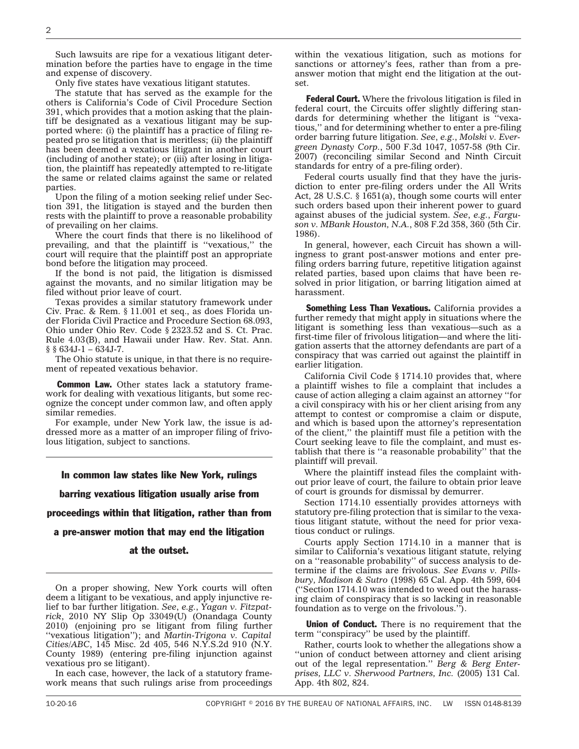Such lawsuits are ripe for a vexatious litigant determination before the parties have to engage in the time and expense of discovery.

Only five states have vexatious litigant statutes.

The statute that has served as the example for the others is California's Code of Civil Procedure Section 391, which provides that a motion asking that the plaintiff be designated as a vexatious litigant may be supported where: (i) the plaintiff has a practice of filing repeated pro se litigation that is meritless; (ii) the plaintiff has been deemed a vexatious litigant in another court (including of another state); or (iii) after losing in litigation, the plaintiff has repeatedly attempted to re-litigate the same or related claims against the same or related parties.

Upon the filing of a motion seeking relief under Section 391, the litigation is stayed and the burden then rests with the plaintiff to prove a reasonable probability of prevailing on her claims.

Where the court finds that there is no likelihood of prevailing, and that the plaintiff is ''vexatious,'' the court will require that the plaintiff post an appropriate bond before the litigation may proceed.

If the bond is not paid, the litigation is dismissed against the movants, and no similar litigation may be filed without prior leave of court.

Texas provides a similar statutory framework under Civ. Prac. & Rem. § 11.001 et seq., as does Florida under Florida Civil Practice and Procedure Section 68.093, Ohio under Ohio Rev. Code § 2323.52 and S. Ct. Prac. Rule 4.03(B), and Hawaii under Haw. Rev. Stat. Ann. § § 634J-1 – 634J-7.

The Ohio statute is unique, in that there is no requirement of repeated vexatious behavior.

**Common Law.** Other states lack a statutory framework for dealing with vexatious litigants, but some recognize the concept under common law, and often apply similar remedies.

For example, under New York law, the issue is addressed more as a matter of an improper filing of frivolous litigation, subject to sanctions.

**In common law states like New York, rulings barring vexatious litigation usually arise from proceedings within that litigation, rather than from a pre-answer motion that may end the litigation at the outset.**

On a proper showing, New York courts will often deem a litigant to be vexatious, and apply injunctive relief to bar further litigation. *See*, *e.g.*, *Yagan v. Fitzpatrick*, 2010 NY Slip Op 33049(U) (Onandaga County 2010) (enjoining pro se litigant from filing further ''vexatious litigation''); and *Martin-Trigona v. Capital Cities/ABC*, 145 Misc. 2d 405, 546 N.Y.S.2d 910 (N.Y. County 1989) (entering pre-filing injunction against vexatious pro se litigant).

In each case, however, the lack of a statutory framework means that such rulings arise from proceedings within the vexatious litigation, such as motions for sanctions or attorney's fees, rather than from a pre-answer motion that might end the litigation at the outset.

**Federal Court.** Where the frivolous litigation is filed in federal court, the Circuits offer slightly differing standards for determining whether the litigant is ''vexatious,'' and for determining whether to enter a pre-filing order barring future litigation. *See*, *e.g.*, *Molski v. Evergreen Dynasty Corp.*, 500 F.3d 1047, 1057-58 (9th Cir. 2007) (reconciling similar Second and Ninth Circuit standards for entry of a pre-filing order).

Federal courts usually find that they have the jurisdiction to enter pre-filing orders under the All Writs Act, 28 U.S.C. § 1651(a), though some courts will enter such orders based upon their inherent power to guard against abuses of the judicial system. *See*, *e.g.*, *Farguson v. MBank Houston, N.A.*, 808 F.2d 358, 360 (5th Cir. 1986).

In general, however, each Circuit has shown a willingness to grant post-answer motions and enter pre-filing orders barring future, repetitive litigation against related parties, based upon claims that have been resolved in prior litigation, or barring litigation aimed at harassment.

**Something Less Than Vexatious.** California provides a further remedy that might apply in situations where the litigant is something less than vexatious—such as a first-time filer of frivolous litigation—and where the litigation asserts that the attorney defendants are part of a conspiracy that was carried out against the plaintiff in earlier litigation.

California Civil Code § 1714.10 provides that, where a plaintiff wishes to file a complaint that includes a cause of action alleging a claim against an attorney ''for a civil conspiracy with his or her client arising from any attempt to contest or compromise a claim or dispute, and which is based upon the attorney's representation of the client,'' the plaintiff must file a petition with the Court seeking leave to file the complaint, and must establish that there is ''a reasonable probability'' that the plaintiff will prevail.

Where the plaintiff instead files the complaint without prior leave of court, the failure to obtain prior leave of court is grounds for dismissal by demurrer.

Section 1714.10 essentially provides attorneys with statutory pre-filing protection that is similar to the vexatious litigant statute, without the need for prior vexatious conduct or rulings.

Courts apply Section 1714.10 in a manner that is similar to California's vexatious litigant statute, relying on a ''reasonable probability'' of success analysis to determine if the claims are frivolous. *See Evans v. Pillsbury, Madison & Sutro* (1998) 65 Cal. App. 4th 599, 604 (''Section 1714.10 was intended to weed out the harassing claim of conspiracy that is so lacking in reasonable foundation as to verge on the frivolous.'').

**Union of Conduct.** There is no requirement that the term ''conspiracy'' be used by the plaintiff.

Rather, courts look to whether the allegations show a ''union of conduct between attorney and client arising out of the legal representation.'' *Berg & Berg Enterprises, LLC v. Sherwood Partners, Inc.* (2005) 131 Cal. App. 4th 802, 824.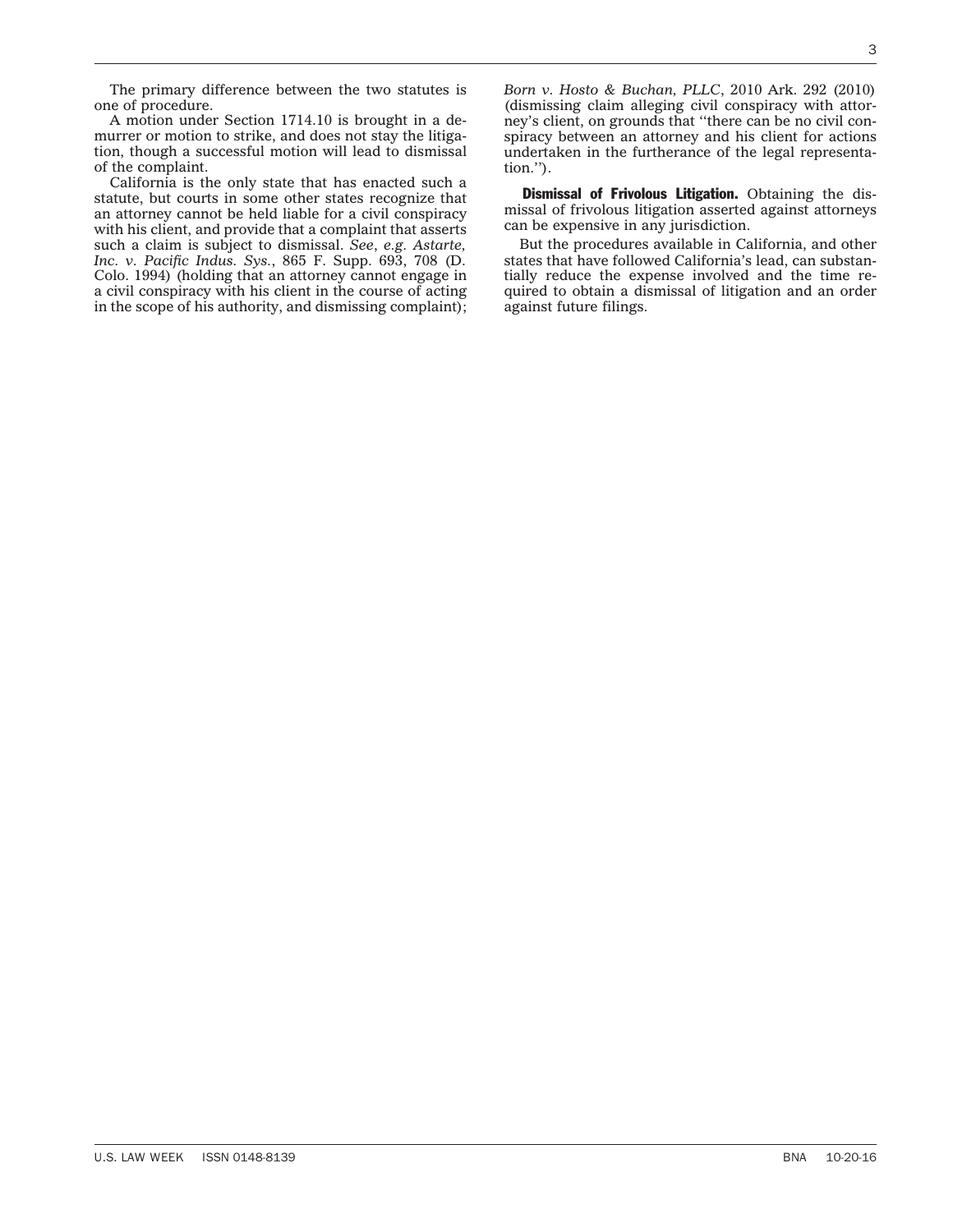The primary difference between the two statutes is one of procedure.

A motion under Section 1714.10 is brought in a demurrer or motion to strike, and does not stay the litigation, though a successful motion will lead to dismissal of the complaint.

California is the only state that has enacted such a statute, but courts in some other states recognize that an attorney cannot be held liable for a civil conspiracy with his client, and provide that a complaint that asserts such a claim is subject to dismissal. *See, e.g. Astarte, Inc. v. Pacific Indus. Sys.*, 865 F. Supp. 693, 708 (D. Colo. 1994) (holding that an attorney cannot engage in a civil conspiracy with his client in the course of acting in the scope of his authority, and dismissing complaint); *Born v. Hosto & Buchan, PLLC*, 2010 Ark. 292 (2010) (dismissing claim alleging civil conspiracy with attorney's client, on grounds that ''there can be no civil conspiracy between an attorney and his client for actions undertaken in the furtherance of the legal representation.'').

**Dismissal of Frivolous Litigation.** Obtaining the dismissal of frivolous litigation asserted against attorneys can be expensive in any jurisdiction.

But the procedures available in California, and other states that have followed California's lead, can substantially reduce the expense involved and the time required to obtain a dismissal of litigation and an order against future filings.